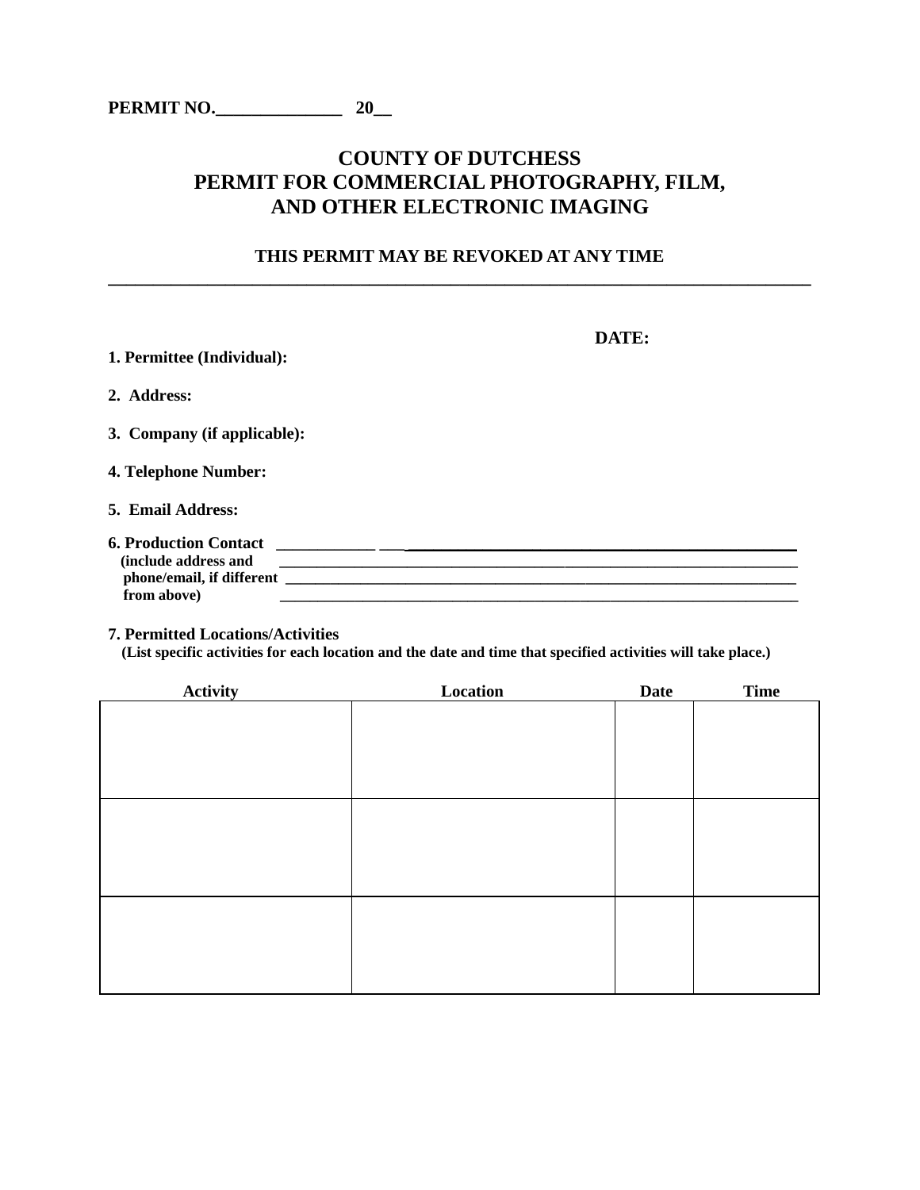**PERMIT NO.______________ 20__**

# COUNTY OF DUTCHESS
# PERMIT FOR COMMERCIAL PHOTOGRAPHY, FILM, AND OTHER ELECTRONIC IMAGING

**THIS PERMIT MAY BE REVOKED AT ANY TIME**

---

**DATE:**

**1. Permittee (Individual):**

**2. Address:**

**3. Company (if applicable):**

**4. Telephone Number:**

**5. Email Address:**

**6. Production Contact** ________________________________________________________________
**(include address and** ________________________________________________________________
**phone/email, if different** ________________________________________________________________
**from above)** ________________________________________________________________

**7. Permitted Locations/Activities**
**(List specific activities for each location and the date and time that specified activities will take place.)**

| Activity | Location | Date | Time |
|---|---|---|---|
| | | | |
| | | | |
| | | | |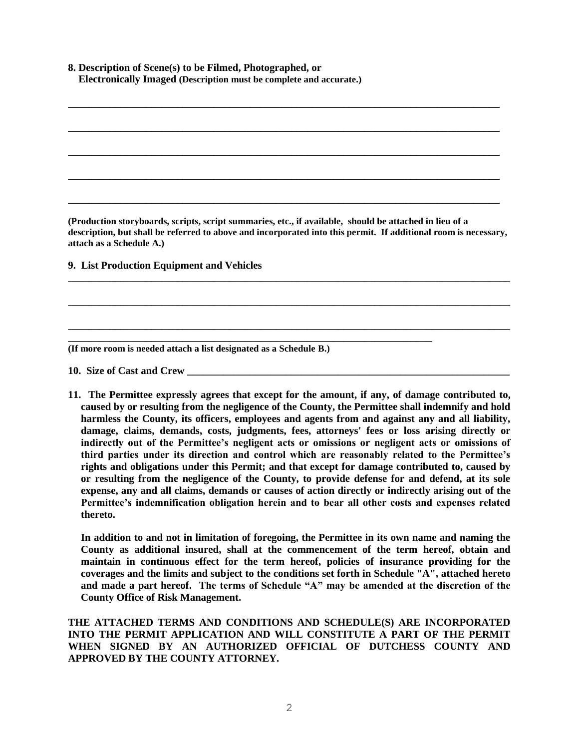**8. Description of Scene(s) to be Filmed, Photographed, or Electronically Imaged** (Description must be complete and accurate.)

______________________________________________________________________________

______________________________________________________________________________

______________________________________________________________________________

______________________________________________________________________________

______________________________________________________________________________

**(Production storyboards, scripts, script summaries, etc., if available, should be attached in lieu of a description, but shall be referred to above and incorporated into this permit. If additional room is necessary, attach as a Schedule A.)**

**9. List Production Equipment and Vehicles**

______________________________________________________________________________

______________________________________________________________________________

______________________________________________________________________________

_________________________________________________________________

**(If more room is needed attach a list designated as a Schedule B.)**

**10. Size of Cast and Crew** ____________________________________________________________

**11. The Permittee expressly agrees that except for the amount, if any, of damage contributed to, caused by or resulting from the negligence of the County, the Permittee shall indemnify and hold harmless the County, its officers, employees and agents from and against any and all liability, damage, claims, demands, costs, judgments, fees, attorneys' fees or loss arising directly or indirectly out of the Permittee's negligent acts or omissions or negligent acts or omissions of third parties under its direction and control which are reasonably related to the Permittee's rights and obligations under this Permit; and that except for damage contributed to, caused by or resulting from the negligence of the County, to provide defense for and defend, at its sole expense, any and all claims, demands or causes of action directly or indirectly arising out of the Permittee's indemnification obligation herein and to bear all other costs and expenses related thereto.**

**In addition to and not in limitation of foregoing, the Permittee in its own name and naming the County as additional insured, shall at the commencement of the term hereof, obtain and maintain in continuous effect for the term hereof, policies of insurance providing for the coverages and the limits and subject to the conditions set forth in Schedule "A", attached hereto and made a part hereof. The terms of Schedule "A" may be amended at the discretion of the County Office of Risk Management.**

**THE ATTACHED TERMS AND CONDITIONS AND SCHEDULE(S) ARE INCORPORATED INTO THE PERMIT APPLICATION AND WILL CONSTITUTE A PART OF THE PERMIT WHEN SIGNED BY AN AUTHORIZED OFFICIAL OF DUTCHESS COUNTY AND APPROVED BY THE COUNTY ATTORNEY.**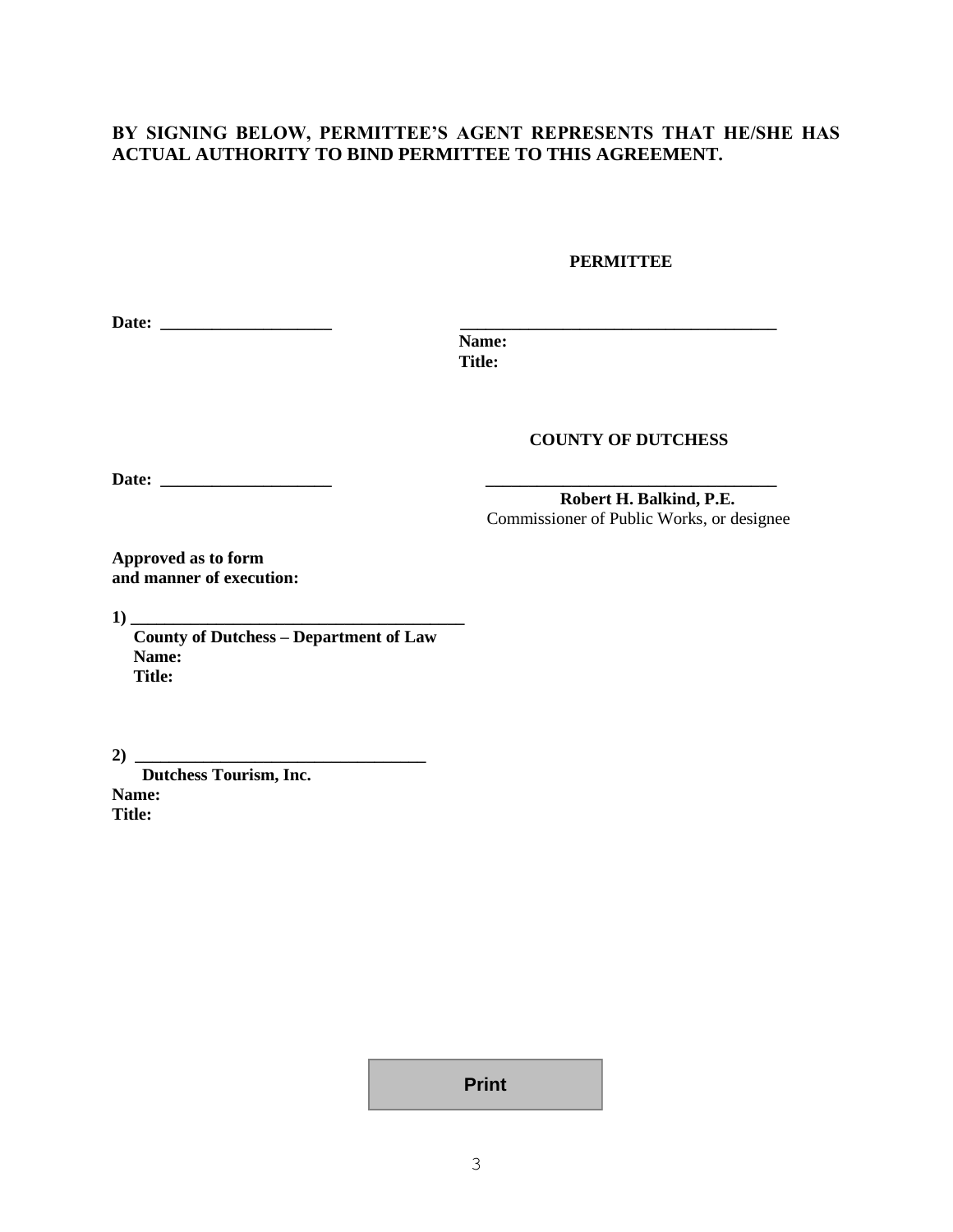**BY SIGNING BELOW, PERMITTEE'S AGENT REPRESENTS THAT HE/SHE HAS ACTUAL AUTHORITY TO BIND PERMITTEE TO THIS AGREEMENT.**

**PERMITTEE**

**Date:** ____________________ ______________________________________

**Name:**
**Title:**

**COUNTY OF DUTCHESS**

**Date:** ____________________ __________________________________

**Robert H. Balkind, P.E.**
Commissioner of Public Works, or designee

**Approved as to form**
**and manner of execution:**

**1)** _______________________________________

**County of Dutchess – Department of Law**
**Name:**
**Title:**

**2)** __________________________________

**Dutchess Tourism, Inc.**
**Name:**
**Title:**

Print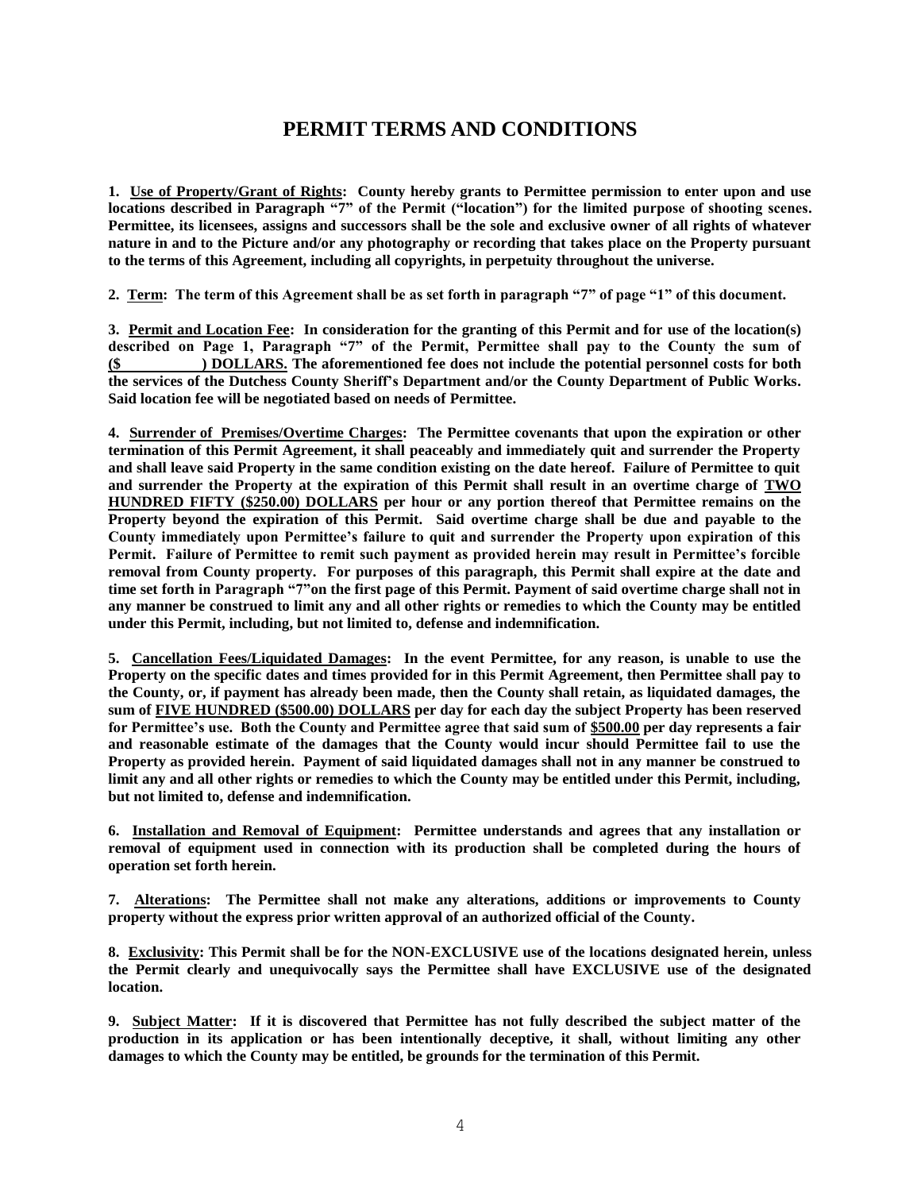# PERMIT TERMS AND CONDITIONS

**1. Use of Property/Grant of Rights: County hereby grants to Permittee permission to enter upon and use locations described in Paragraph "7" of the Permit ("location") for the limited purpose of shooting scenes. Permittee, its licensees, assigns and successors shall be the sole and exclusive owner of all rights of whatever nature in and to the Picture and/or any photography or recording that takes place on the Property pursuant to the terms of this Agreement, including all copyrights, in perpetuity throughout the universe.**

**2. Term: The term of this Agreement shall be as set forth in paragraph "7" of page "1" of this document.**

**3. Permit and Location Fee: In consideration for the granting of this Permit and for use of the location(s) described on Page 1, Paragraph "7" of the Permit, Permittee shall pay to the County the sum of ($ ) DOLLARS. The aforementioned fee does not include the potential personnel costs for both the services of the Dutchess County Sheriff's Department and/or the County Department of Public Works. Said location fee will be negotiated based on needs of Permittee.**

**4. Surrender of Premises/Overtime Charges: The Permittee covenants that upon the expiration or other termination of this Permit Agreement, it shall peaceably and immediately quit and surrender the Property and shall leave said Property in the same condition existing on the date hereof. Failure of Permittee to quit and surrender the Property at the expiration of this Permit shall result in an overtime charge of TWO HUNDRED FIFTY ($250.00) DOLLARS per hour or any portion thereof that Permittee remains on the Property beyond the expiration of this Permit. Said overtime charge shall be due and payable to the County immediately upon Permittee's failure to quit and surrender the Property upon expiration of this Permit. Failure of Permittee to remit such payment as provided herein may result in Permittee's forcible removal from County property. For purposes of this paragraph, this Permit shall expire at the date and time set forth in Paragraph "7"on the first page of this Permit. Payment of said overtime charge shall not in any manner be construed to limit any and all other rights or remedies to which the County may be entitled under this Permit, including, but not limited to, defense and indemnification.**

**5. Cancellation Fees/Liquidated Damages: In the event Permittee, for any reason, is unable to use the Property on the specific dates and times provided for in this Permit Agreement, then Permittee shall pay to the County, or, if payment has already been made, then the County shall retain, as liquidated damages, the sum of FIVE HUNDRED ($500.00) DOLLARS per day for each day the subject Property has been reserved for Permittee's use. Both the County and Permittee agree that said sum of $500.00 per day represents a fair and reasonable estimate of the damages that the County would incur should Permittee fail to use the Property as provided herein. Payment of said liquidated damages shall not in any manner be construed to limit any and all other rights or remedies to which the County may be entitled under this Permit, including, but not limited to, defense and indemnification.**

**6. Installation and Removal of Equipment: Permittee understands and agrees that any installation or removal of equipment used in connection with its production shall be completed during the hours of operation set forth herein.**

**7. Alterations: The Permittee shall not make any alterations, additions or improvements to County property without the express prior written approval of an authorized official of the County.**

**8. Exclusivity: This Permit shall be for the NON-EXCLUSIVE use of the locations designated herein, unless the Permit clearly and unequivocally says the Permittee shall have EXCLUSIVE use of the designated location.**

**9. Subject Matter: If it is discovered that Permittee has not fully described the subject matter of the production in its application or has been intentionally deceptive, it shall, without limiting any other damages to which the County may be entitled, be grounds for the termination of this Permit.**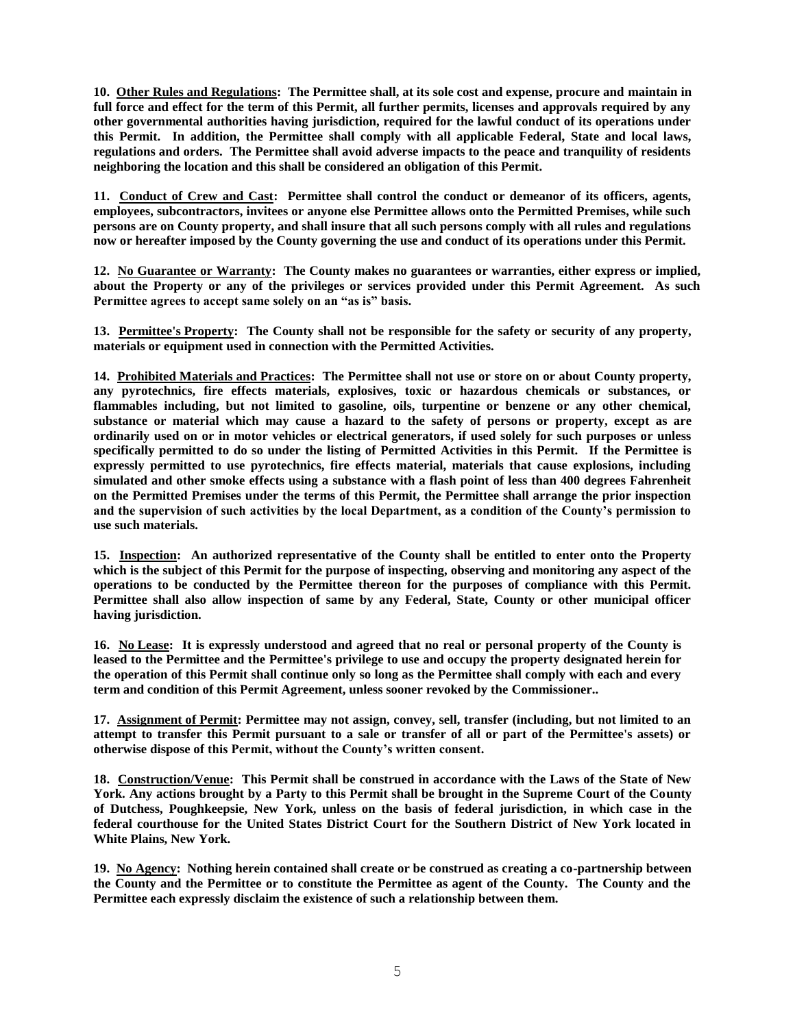**10. <u>Other Rules and Regulations</u>: The Permittee shall, at its sole cost and expense, procure and maintain in full force and effect for the term of this Permit, all further permits, licenses and approvals required by any other governmental authorities having jurisdiction, required for the lawful conduct of its operations under this Permit. In addition, the Permittee shall comply with all applicable Federal, State and local laws, regulations and orders. The Permittee shall avoid adverse impacts to the peace and tranquility of residents neighboring the location and this shall be considered an obligation of this Permit.**

**11. <u>Conduct of Crew and Cast</u>: Permittee shall control the conduct or demeanor of its officers, agents, employees, subcontractors, invitees or anyone else Permittee allows onto the Permitted Premises, while such persons are on County property, and shall insure that all such persons comply with all rules and regulations now or hereafter imposed by the County governing the use and conduct of its operations under this Permit.**

**12. <u>No Guarantee or Warranty</u>: The County makes no guarantees or warranties, either express or implied, about the Property or any of the privileges or services provided under this Permit Agreement. As such Permittee agrees to accept same solely on an "as is" basis.**

**13. <u>Permittee's Property</u>: The County shall not be responsible for the safety or security of any property, materials or equipment used in connection with the Permitted Activities.**

**14. <u>Prohibited Materials and Practices</u>: The Permittee shall not use or store on or about County property, any pyrotechnics, fire effects materials, explosives, toxic or hazardous chemicals or substances, or flammables including, but not limited to gasoline, oils, turpentine or benzene or any other chemical, substance or material which may cause a hazard to the safety of persons or property, except as are ordinarily used on or in motor vehicles or electrical generators, if used solely for such purposes or unless specifically permitted to do so under the listing of Permitted Activities in this Permit. If the Permittee is expressly permitted to use pyrotechnics, fire effects material, materials that cause explosions, including simulated and other smoke effects using a substance with a flash point of less than 400 degrees Fahrenheit on the Permitted Premises under the terms of this Permit, the Permittee shall arrange the prior inspection and the supervision of such activities by the local Department, as a condition of the County's permission to use such materials.**

**15. <u>Inspection</u>: An authorized representative of the County shall be entitled to enter onto the Property which is the subject of this Permit for the purpose of inspecting, observing and monitoring any aspect of the operations to be conducted by the Permittee thereon for the purposes of compliance with this Permit. Permittee shall also allow inspection of same by any Federal, State, County or other municipal officer having jurisdiction.**

**16. <u>No Lease</u>: It is expressly understood and agreed that no real or personal property of the County is leased to the Permittee and the Permittee's privilege to use and occupy the property designated herein for the operation of this Permit shall continue only so long as the Permittee shall comply with each and every term and condition of this Permit Agreement, unless sooner revoked by the Commissioner..**

**17. <u>Assignment of Permit</u>: Permittee may not assign, convey, sell, transfer (including, but not limited to an attempt to transfer this Permit pursuant to a sale or transfer of all or part of the Permittee's assets) or otherwise dispose of this Permit, without the County's written consent.**

**18. <u>Construction/Venue</u>: This Permit shall be construed in accordance with the Laws of the State of New York. Any actions brought by a Party to this Permit shall be brought in the Supreme Court of the County of Dutchess, Poughkeepsie, New York, unless on the basis of federal jurisdiction, in which case in the federal courthouse for the United States District Court for the Southern District of New York located in White Plains, New York.**

**19. <u>No Agency</u>: Nothing herein contained shall create or be construed as creating a co-partnership between the County and the Permittee or to constitute the Permittee as agent of the County. The County and the Permittee each expressly disclaim the existence of such a relationship between them.**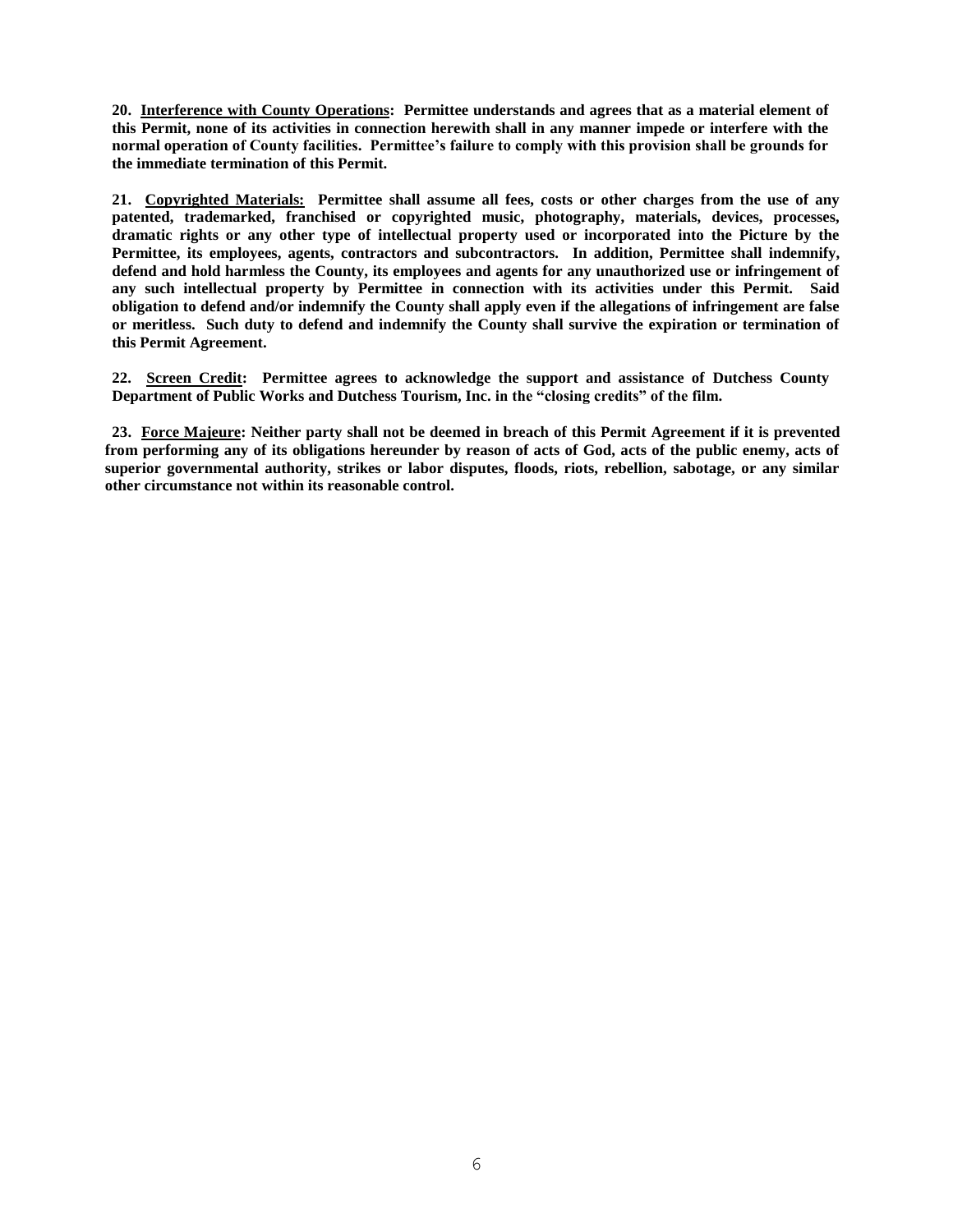**20. <u>Interference with County Operations</u>: Permittee understands and agrees that as a material element of this Permit, none of its activities in connection herewith shall in any manner impede or interfere with the normal operation of County facilities. Permittee's failure to comply with this provision shall be grounds for the immediate termination of this Permit.**

**21. <u>Copyrighted Materials:</u> Permittee shall assume all fees, costs or other charges from the use of any patented, trademarked, franchised or copyrighted music, photography, materials, devices, processes, dramatic rights or any other type of intellectual property used or incorporated into the Picture by the Permittee, its employees, agents, contractors and subcontractors. In addition, Permittee shall indemnify, defend and hold harmless the County, its employees and agents for any unauthorized use or infringement of any such intellectual property by Permittee in connection with its activities under this Permit. Said obligation to defend and/or indemnify the County shall apply even if the allegations of infringement are false or meritless. Such duty to defend and indemnify the County shall survive the expiration or termination of this Permit Agreement.**

**22. <u>Screen Credit</u>: Permittee agrees to acknowledge the support and assistance of Dutchess County Department of Public Works and Dutchess Tourism, Inc. in the "closing credits" of the film.**

**23. <u>Force Majeure</u>: Neither party shall not be deemed in breach of this Permit Agreement if it is prevented from performing any of its obligations hereunder by reason of acts of God, acts of the public enemy, acts of superior governmental authority, strikes or labor disputes, floods, riots, rebellion, sabotage, or any similar other circumstance not within its reasonable control.**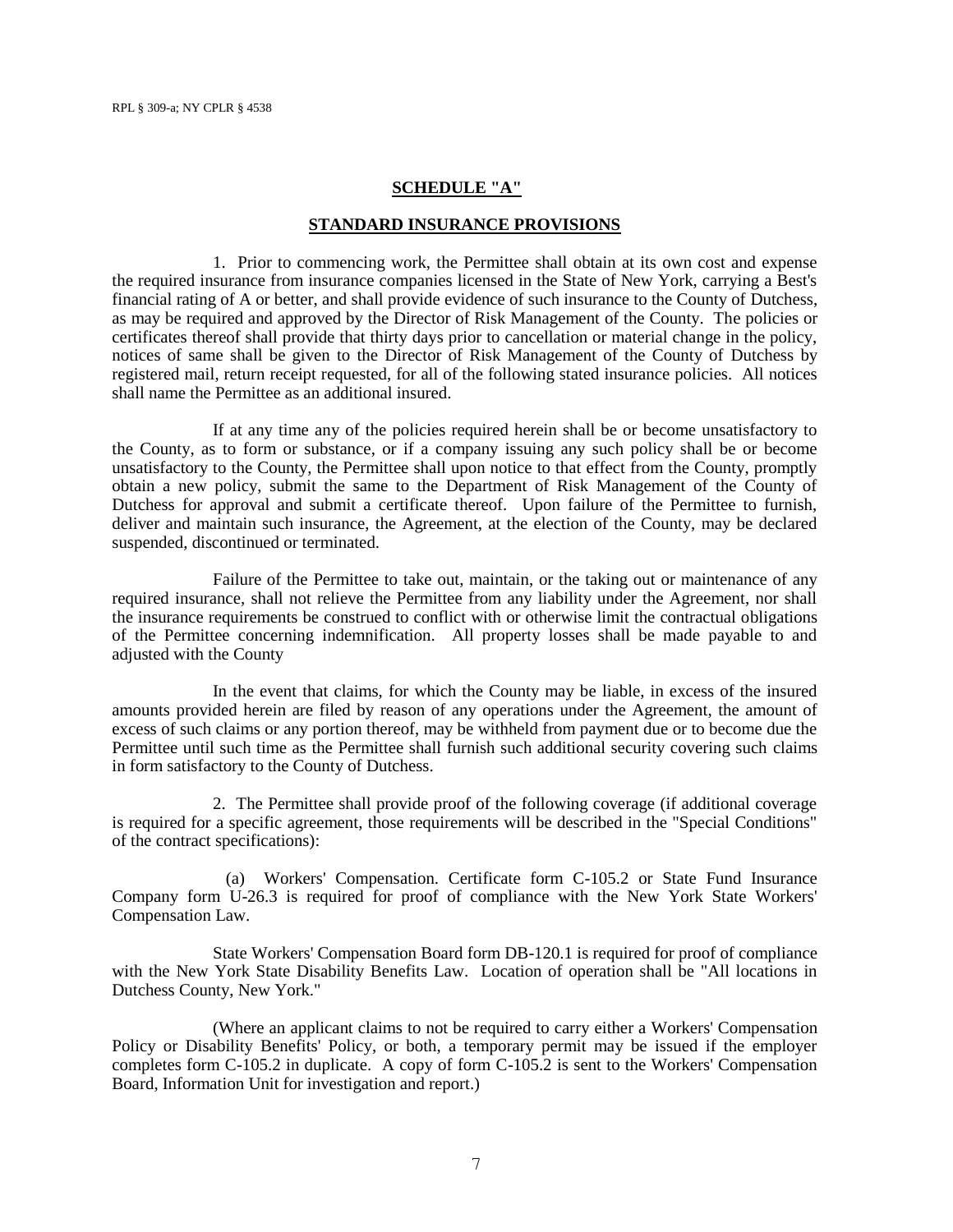RPL § 309-a; NY CPLR § 4538

## SCHEDULE "A"

## STANDARD INSURANCE PROVISIONS

1. Prior to commencing work, the Permittee shall obtain at its own cost and expense the required insurance from insurance companies licensed in the State of New York, carrying a Best's financial rating of A or better, and shall provide evidence of such insurance to the County of Dutchess, as may be required and approved by the Director of Risk Management of the County. The policies or certificates thereof shall provide that thirty days prior to cancellation or material change in the policy, notices of same shall be given to the Director of Risk Management of the County of Dutchess by registered mail, return receipt requested, for all of the following stated insurance policies. All notices shall name the Permittee as an additional insured.

If at any time any of the policies required herein shall be or become unsatisfactory to the County, as to form or substance, or if a company issuing any such policy shall be or become unsatisfactory to the County, the Permittee shall upon notice to that effect from the County, promptly obtain a new policy, submit the same to the Department of Risk Management of the County of Dutchess for approval and submit a certificate thereof. Upon failure of the Permittee to furnish, deliver and maintain such insurance, the Agreement, at the election of the County, may be declared suspended, discontinued or terminated.

Failure of the Permittee to take out, maintain, or the taking out or maintenance of any required insurance, shall not relieve the Permittee from any liability under the Agreement, nor shall the insurance requirements be construed to conflict with or otherwise limit the contractual obligations of the Permittee concerning indemnification. All property losses shall be made payable to and adjusted with the County

In the event that claims, for which the County may be liable, in excess of the insured amounts provided herein are filed by reason of any operations under the Agreement, the amount of excess of such claims or any portion thereof, may be withheld from payment due or to become due the Permittee until such time as the Permittee shall furnish such additional security covering such claims in form satisfactory to the County of Dutchess.

2. The Permittee shall provide proof of the following coverage (if additional coverage is required for a specific agreement, those requirements will be described in the "Special Conditions" of the contract specifications):

(a) Workers' Compensation. Certificate form C-105.2 or State Fund Insurance Company form U-26.3 is required for proof of compliance with the New York State Workers' Compensation Law.

State Workers' Compensation Board form DB-120.1 is required for proof of compliance with the New York State Disability Benefits Law. Location of operation shall be "All locations in Dutchess County, New York."

(Where an applicant claims to not be required to carry either a Workers' Compensation Policy or Disability Benefits' Policy, or both, a temporary permit may be issued if the employer completes form C-105.2 in duplicate. A copy of form C-105.2 is sent to the Workers' Compensation Board, Information Unit for investigation and report.)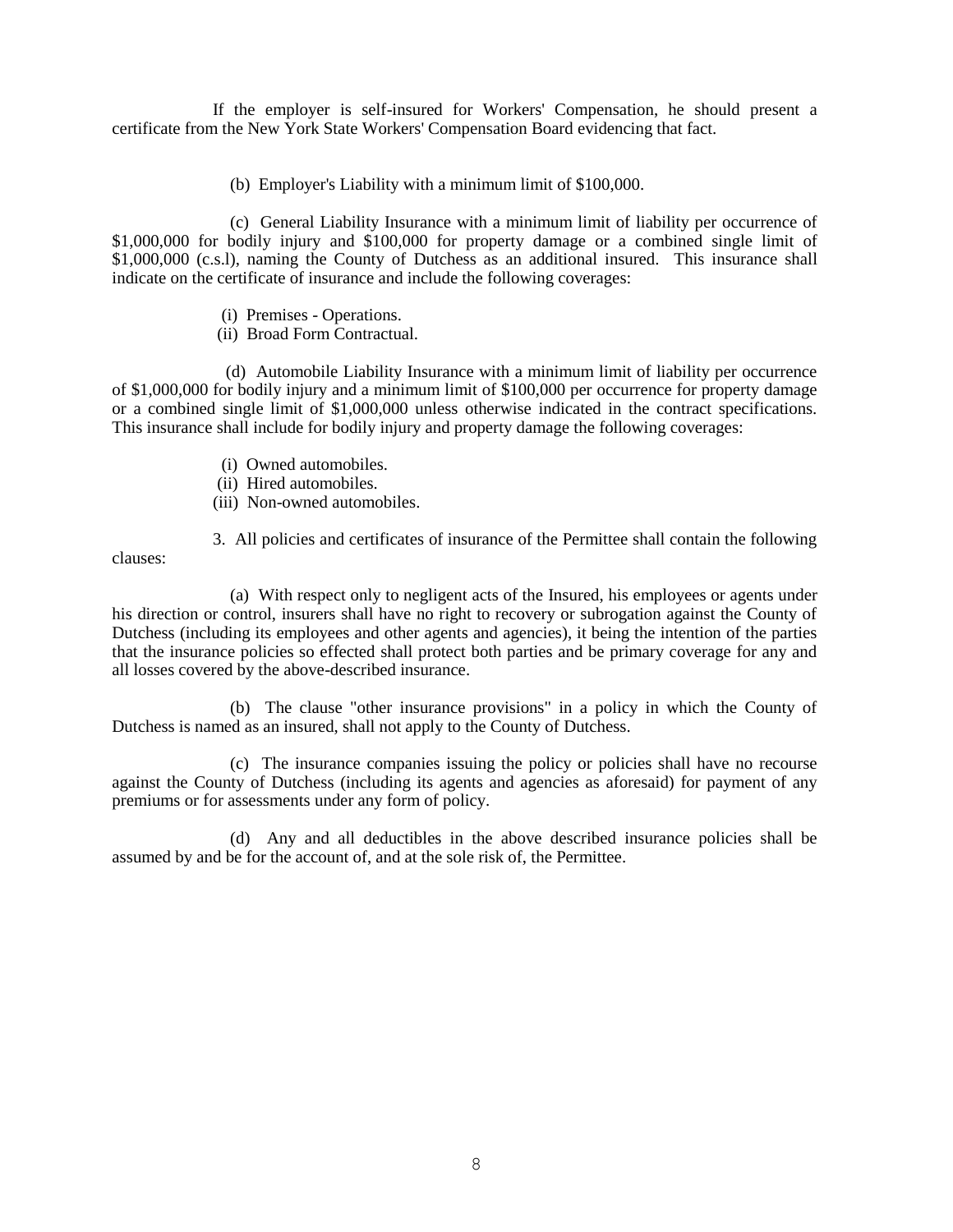If the employer is self-insured for Workers' Compensation, he should present a certificate from the New York State Workers' Compensation Board evidencing that fact.

(b) Employer's Liability with a minimum limit of $100,000.

(c) General Liability Insurance with a minimum limit of liability per occurrence of $1,000,000 for bodily injury and $100,000 for property damage or a combined single limit of $1,000,000 (c.s.l), naming the County of Dutchess as an additional insured. This insurance shall indicate on the certificate of insurance and include the following coverages:

(i) Premises - Operations.
(ii) Broad Form Contractual.

(d) Automobile Liability Insurance with a minimum limit of liability per occurrence of $1,000,000 for bodily injury and a minimum limit of $100,000 per occurrence for property damage or a combined single limit of $1,000,000 unless otherwise indicated in the contract specifications. This insurance shall include for bodily injury and property damage the following coverages:

(i) Owned automobiles.
(ii) Hired automobiles.
(iii) Non-owned automobiles.

3. All policies and certificates of insurance of the Permittee shall contain the following clauses:

(a) With respect only to negligent acts of the Insured, his employees or agents under his direction or control, insurers shall have no right to recovery or subrogation against the County of Dutchess (including its employees and other agents and agencies), it being the intention of the parties that the insurance policies so effected shall protect both parties and be primary coverage for any and all losses covered by the above-described insurance.

(b) The clause "other insurance provisions" in a policy in which the County of Dutchess is named as an insured, shall not apply to the County of Dutchess.

(c) The insurance companies issuing the policy or policies shall have no recourse against the County of Dutchess (including its agents and agencies as aforesaid) for payment of any premiums or for assessments under any form of policy.

(d) Any and all deductibles in the above described insurance policies shall be assumed by and be for the account of, and at the sole risk of, the Permittee.